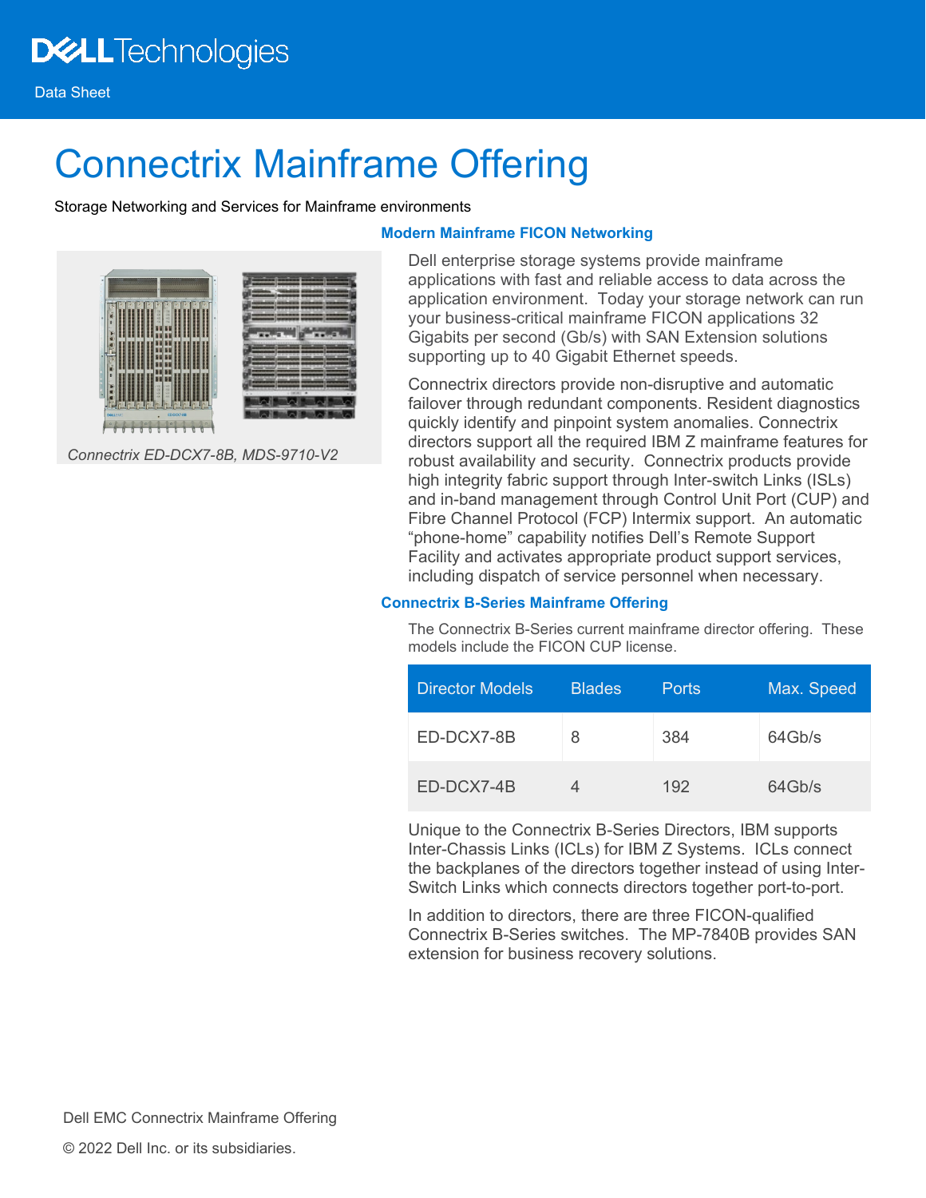Data Sheet

# Connectrix Mainframe Offering

Storage Networking and Services for Mainframe environments

*Connectrix ED-DCX7-8B, MDS-9710-V2*

## Modern Mainframe FICON Networking

Dell enterprise storage systems provide mainframe applications with fast and reliable access to data across the application environment. Today your storage network can run your business-critical mainframe FICON applications 32 Gigabits per second (Gb/s) with SAN Extension solutions supporting up to 40 Gigabit Ethernet speeds.

Connectrix directors provide non-disruptive and automatic failover through redundant components. Resident diagnostics quickly identify and pinpoint system anomalies. Connectrix directors support all the required IBM Z mainframe features for robust availability and security. Connectrix products provide high integrity fabric support through Inter-switch Links (ISLs) and in-band management through Control Unit Port (CUP) and Fibre Channel Protocol (FCP) Intermix support. An automatic “phone-home” capability notifies Dell’s Remote Support Facility and activates appropriate product support services, including dispatch of service personnel when necessary.

## Connectrix B-Series Mainframe Offering

The Connectrix B-Series current mainframe director offering. These models include the FICON CUP license.

| Director Models | Blades | Ports | Max. Speed |
|---|---|---|---|
| ED-DCX7-8B | 8 | 384 | 64Gb/s |
| ED-DCX7-4B | 4 | 192 | 64Gb/s |

Unique to the Connectrix B-Series Directors, IBM supports Inter-Chassis Links (ICLs) for IBM Z Systems. ICLs connect the backplanes of the directors together instead of using Inter-Switch Links which connects directors together port-to-port.

In addition to directors, there are three FICON-qualified Connectrix B-Series switches. The MP-7840B provides SAN extension for business recovery solutions.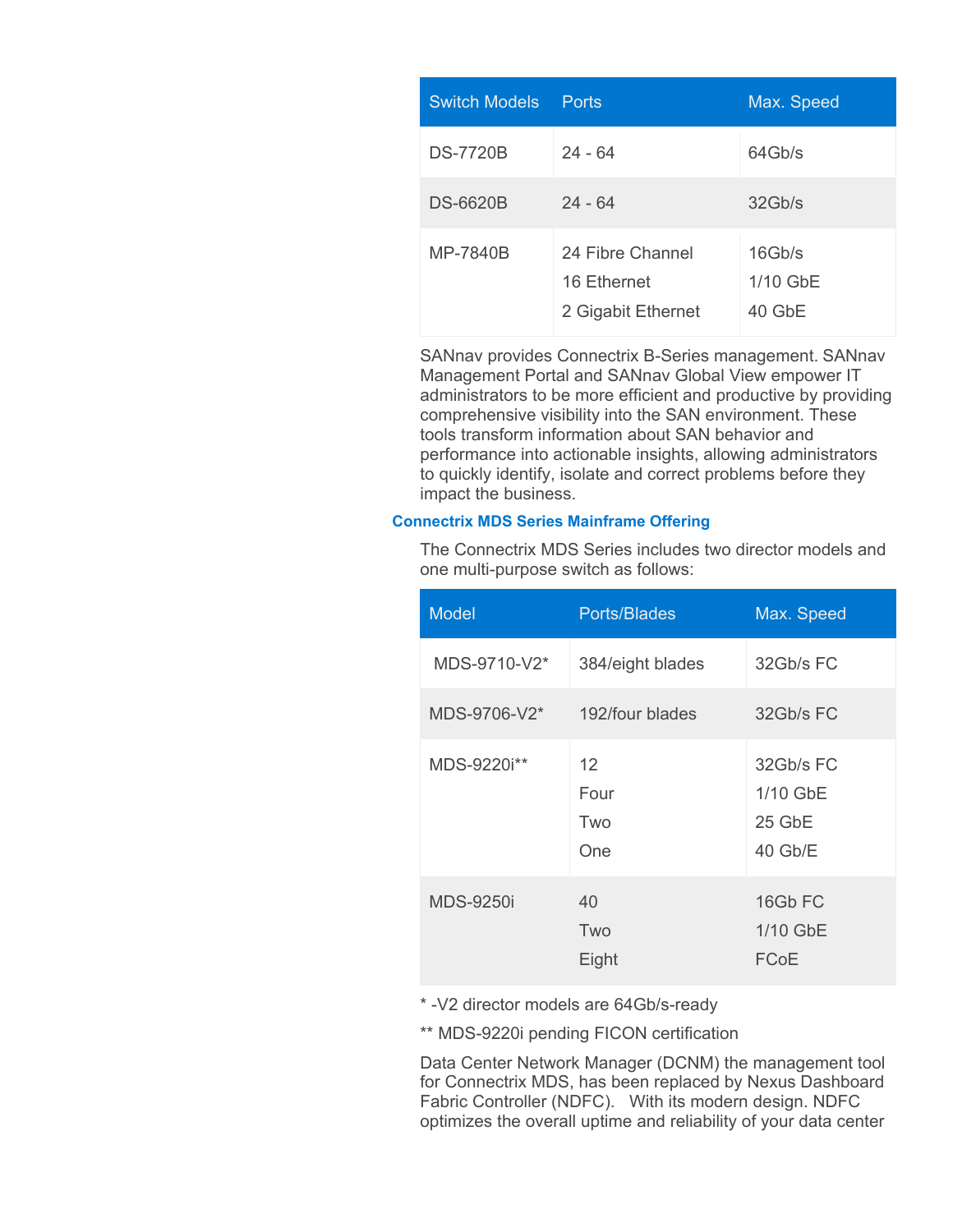| Switch Models | Ports | Max. Speed |
|---|---|---|
| DS-7720B | 24 - 64 | 64Gb/s |
| DS-6620B | 24 - 64 | 32Gb/s |
| MP-7840B | 24 Fibre Channel<br>16 Ethernet<br>2 Gigabit Ethernet | 16Gb/s<br>1/10 GbE<br>40 GbE |

SANnav provides Connectrix B-Series management. SANnav Management Portal and SANnav Global View empower IT administrators to be more efficient and productive by providing comprehensive visibility into the SAN environment. These tools transform information about SAN behavior and performance into actionable insights, allowing administrators to quickly identify, isolate and correct problems before they impact the business.

### Connectrix MDS Series Mainframe Offering

The Connectrix MDS Series includes two director models and one multi-purpose switch as follows:

| Model | Ports/Blades | Max. Speed |
|---|---|---|
| MDS-9710-V2* | 384/eight blades | 32Gb/s FC |
| MDS-9706-V2* | 192/four blades | 32Gb/s FC |
| MDS-9220i** | 12<br>Four<br>Two<br>One | 32Gb/s FC<br>1/10 GbE<br>25 GbE<br>40 Gb/E |
| MDS-9250i | 40<br>Two<br>Eight | 16Gb FC<br>1/10 GbE<br>FCoE |

* -V2 director models are 64Gb/s-ready

** MDS-9220i pending FICON certification

Data Center Network Manager (DCNM) the management tool for Connectrix MDS, has been replaced by Nexus Dashboard Fabric Controller (NDFC). With its modern design. NDFC optimizes the overall uptime and reliability of your data center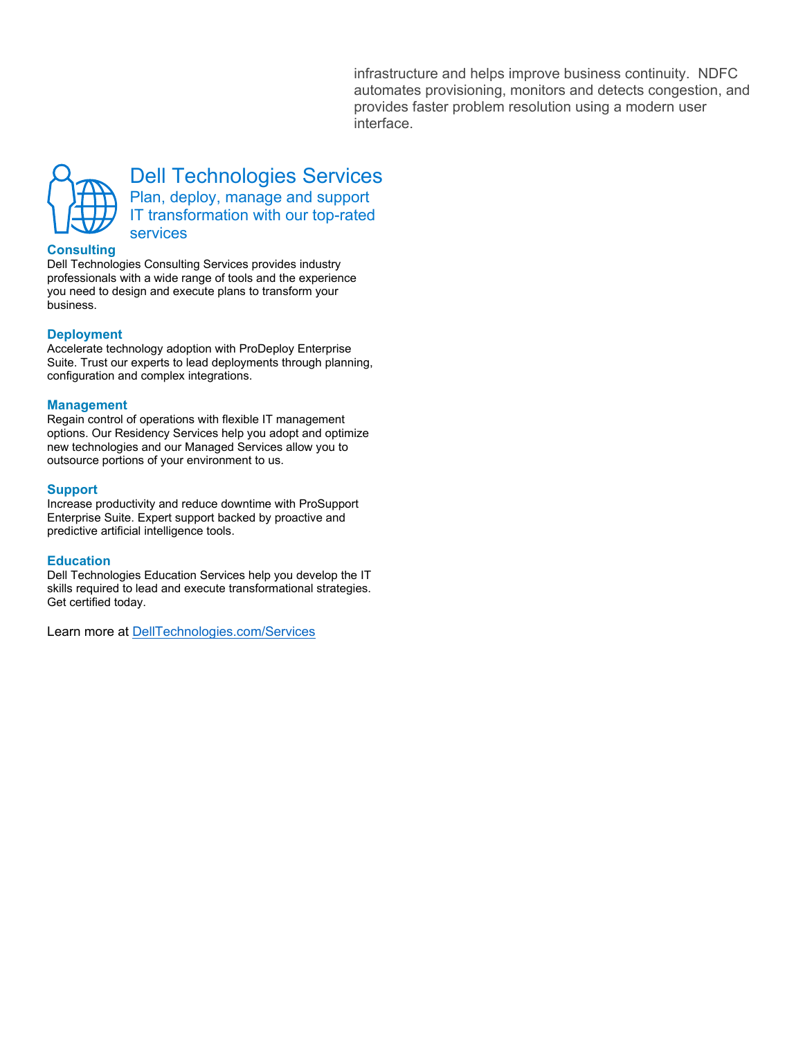infrastructure and helps improve business continuity. NDFC automates provisioning, monitors and detects congestion, and provides faster problem resolution using a modern user interface.

## Dell Technologies Services

Plan, deploy, manage and support IT transformation with our top-rated services

### Consulting

Dell Technologies Consulting Services provides industry professionals with a wide range of tools and the experience you need to design and execute plans to transform your business.

### Deployment

Accelerate technology adoption with ProDeploy Enterprise Suite. Trust our experts to lead deployments through planning, configuration and complex integrations.

### Management

Regain control of operations with flexible IT management options. Our Residency Services help you adopt and optimize new technologies and our Managed Services allow you to outsource portions of your environment to us.

### Support

Increase productivity and reduce downtime with ProSupport Enterprise Suite. Expert support backed by proactive and predictive artificial intelligence tools.

### Education

Dell Technologies Education Services help you develop the IT skills required to lead and execute transformational strategies. Get certified today.

Learn more at [DellTechnologies.com/Services](DellTechnologies.com/Services)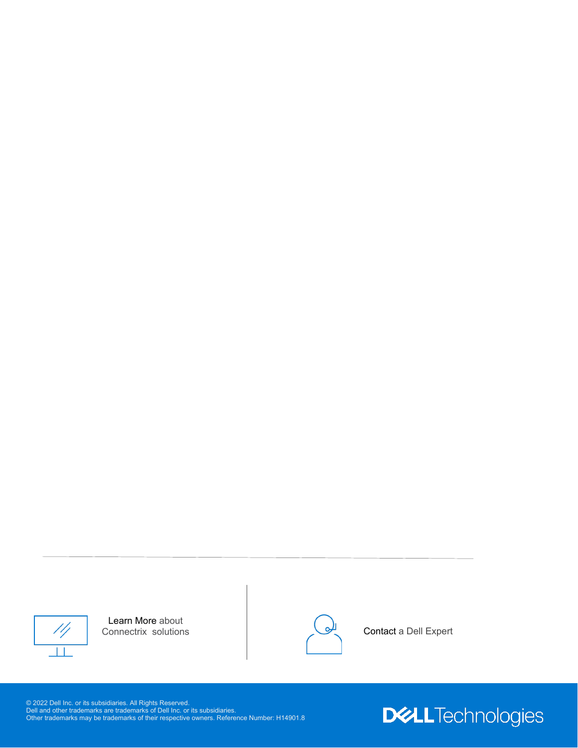Learn More about Connectrix solutions

Contact a Dell Expert

© 2022 Dell Inc. or its subsidiaries. All Rights Reserved.
Dell and other trademarks are trademarks of Dell Inc. or its subsidiaries.
Other trademarks may be trademarks of their respective owners. Reference Number: H14901.8